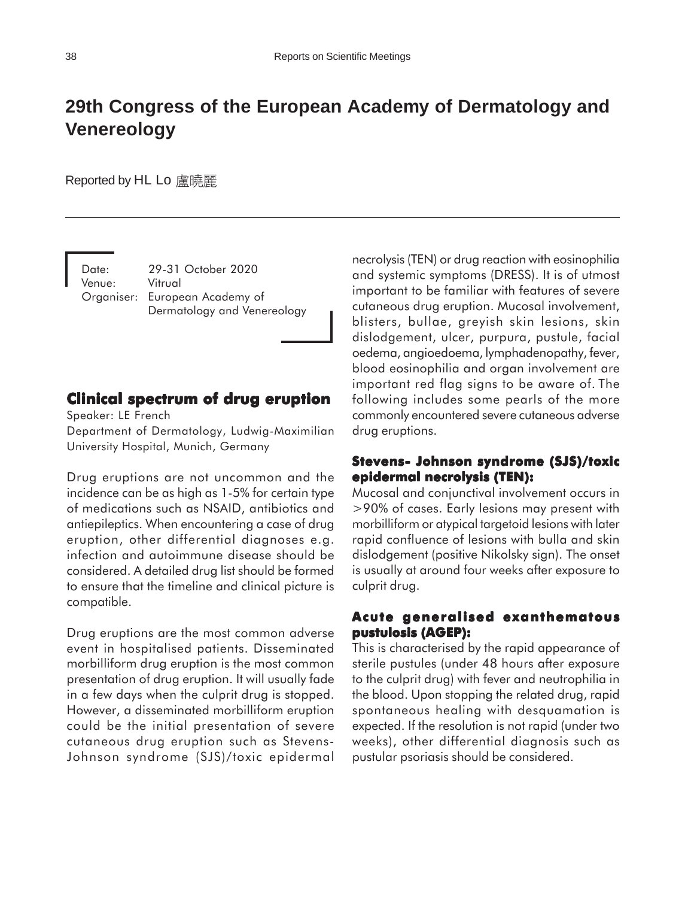# 29th Congress of the European Academy of Dermatology and Venereology

Reported by HL Lo 盧曉麗

Date: 29-31 October 2020
Venue: Vitrual
Organiser: European Academy of Dermatology and Venereology

## Clinical spectrum of drug eruption

Speaker: LE French
Department of Dermatology, Ludwig-Maximilian University Hospital, Munich, Germany

Drug eruptions are not uncommon and the incidence can be as high as 1-5% for certain type of medications such as NSAID, antibiotics and antiepileptics. When encountering a case of drug eruption, other differential diagnoses e.g. infection and autoimmune disease should be considered. A detailed drug list should be formed to ensure that the timeline and clinical picture is compatible.

Drug eruptions are the most common adverse event in hospitalised patients. Disseminated morbilliform drug eruption is the most common presentation of drug eruption. It will usually fade in a few days when the culprit drug is stopped. However, a disseminated morbilliform eruption could be the initial presentation of severe cutaneous drug eruption such as Stevens-Johnson syndrome (SJS)/toxic epidermal necrolysis (TEN) or drug reaction with eosinophilia and systemic symptoms (DRESS). It is of utmost important to be familiar with features of severe cutaneous drug eruption. Mucosal involvement, blisters, bullae, greyish skin lesions, skin dislodgement, ulcer, purpura, pustule, facial oedema, angioedoema, lymphadenopathy, fever, blood eosinophilia and organ involvement are important red flag signs to be aware of. The following includes some pearls of the more commonly encountered severe cutaneous adverse drug eruptions.

### Stevens- Johnson syndrome (SJS)/toxic epidermal necrolysis (TEN):

Mucosal and conjunctival involvement occurs in >90% of cases. Early lesions may present with morbilliform or atypical targetoid lesions with later rapid confluence of lesions with bulla and skin dislodgement (positive Nikolsky sign). The onset is usually at around four weeks after exposure to culprit drug.

### Acute generalised exanthematous pustulosis (AGEP):

This is characterised by the rapid appearance of sterile pustules (under 48 hours after exposure to the culprit drug) with fever and neutrophilia in the blood. Upon stopping the related drug, rapid spontaneous healing with desquamation is expected. If the resolution is not rapid (under two weeks), other differential diagnosis such as pustular psoriasis should be considered.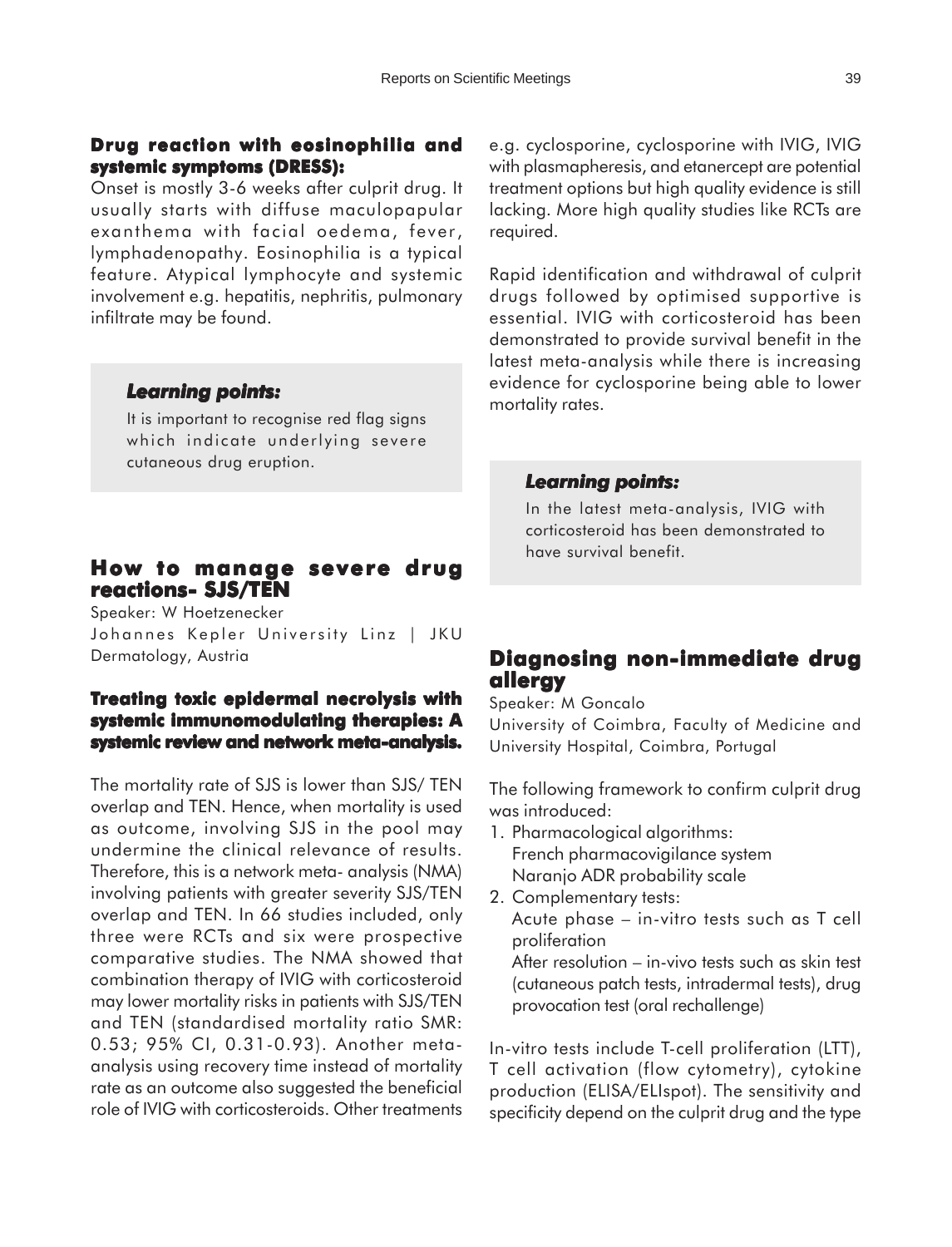#### Drug reaction with eosinophilia and systemic symptoms (DRESS):

Onset is mostly 3-6 weeks after culprit drug. It usually starts with diffuse maculopapular exanthema with facial oedema, fever, lymphadenopathy. Eosinophilia is a typical feature. Atypical lymphocyte and systemic involvement e.g. hepatitis, nephritis, pulmonary infiltrate may be found.

> ***Learning points:***
>
> It is important to recognise red flag signs which indicate underlying severe cutaneous drug eruption.

## How to manage severe drug reactions- SJS/TEN

Speaker: W Hoetzenecker

Johannes Kepler University Linz | JKU Dermatology, Austria

#### Treating toxic epidermal necrolysis with systemic immunomodulating therapies: A systemic review and network meta-analysis.

The mortality rate of SJS is lower than SJS/ TEN overlap and TEN. Hence, when mortality is used as outcome, involving SJS in the pool may undermine the clinical relevance of results. Therefore, this is a network meta- analysis (NMA) involving patients with greater severity SJS/TEN overlap and TEN. In 66 studies included, only three were RCTs and six were prospective comparative studies. The NMA showed that combination therapy of IVIG with corticosteroid may lower mortality risks in patients with SJS/TEN and TEN (standardised mortality ratio SMR: 0.53; 95% CI, 0.31-0.93). Another meta-analysis using recovery time instead of mortality rate as an outcome also suggested the beneficial role of IVIG with corticosteroids. Other treatments e.g. cyclosporine, cyclosporine with IVIG, IVIG with plasmapheresis, and etanercept are potential treatment options but high quality evidence is still lacking. More high quality studies like RCTs are required.

Rapid identification and withdrawal of culprit drugs followed by optimised supportive is essential. IVIG with corticosteroid has been demonstrated to provide survival benefit in the latest meta-analysis while there is increasing evidence for cyclosporine being able to lower mortality rates.

> ***Learning points:***
>
> In the latest meta-analysis, IVIG with corticosteroid has been demonstrated to have survival benefit.

## Diagnosing non-immediate drug allergy

Speaker: M Goncalo

University of Coimbra, Faculty of Medicine and University Hospital, Coimbra, Portugal

The following framework to confirm culprit drug was introduced:

1. Pharmacological algorithms:
   French pharmacovigilance system
   Naranjo ADR probability scale
2. Complementary tests:
   Acute phase – in-vitro tests such as T cell proliferation
   After resolution – in-vivo tests such as skin test (cutaneous patch tests, intradermal tests), drug provocation test (oral rechallenge)

In-vitro tests include T-cell proliferation (LTT), T cell activation (flow cytometry), cytokine production (ELISA/ELIspot). The sensitivity and specificity depend on the culprit drug and the type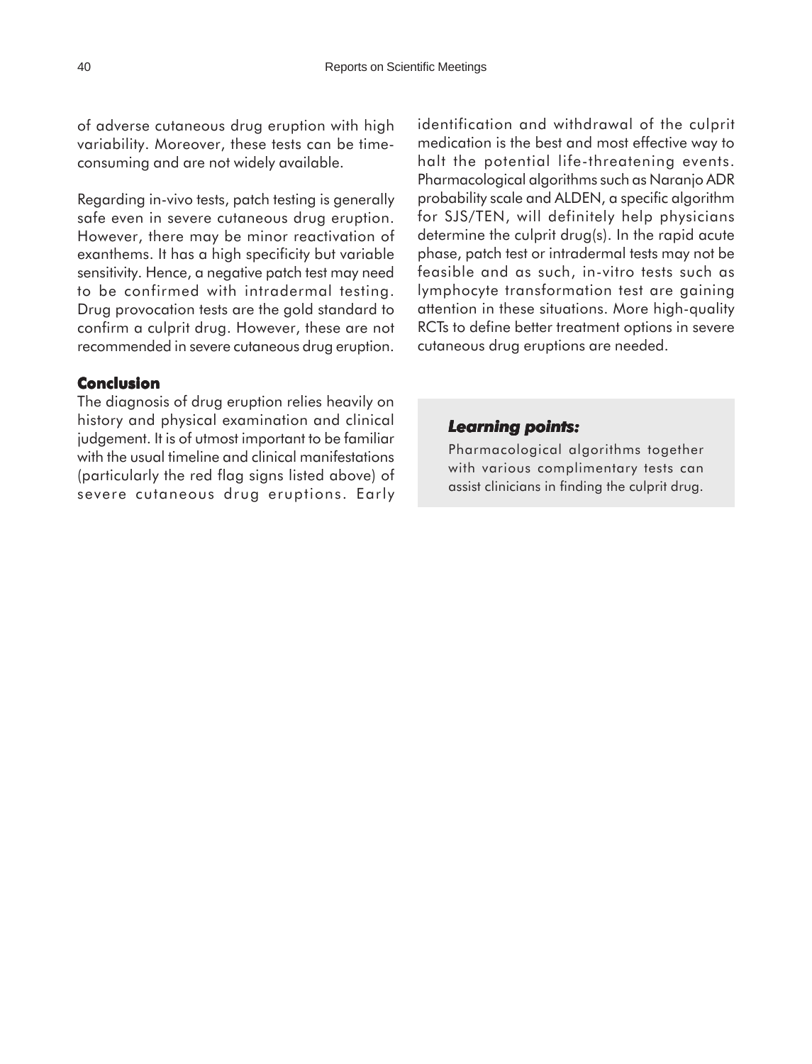of adverse cutaneous drug eruption with high variability. Moreover, these tests can be time-consuming and are not widely available.

Regarding in-vivo tests, patch testing is generally safe even in severe cutaneous drug eruption. However, there may be minor reactivation of exanthems. It has a high specificity but variable sensitivity. Hence, a negative patch test may need to be confirmed with intradermal testing. Drug provocation tests are the gold standard to confirm a culprit drug. However, these are not recommended in severe cutaneous drug eruption.

## Conclusion

The diagnosis of drug eruption relies heavily on history and physical examination and clinical judgement. It is of utmost important to be familiar with the usual timeline and clinical manifestations (particularly the red flag signs listed above) of severe cutaneous drug eruptions. Early identification and withdrawal of the culprit medication is the best and most effective way to halt the potential life-threatening events. Pharmacological algorithms such as Naranjo ADR probability scale and ALDEN, a specific algorithm for SJS/TEN, will definitely help physicians determine the culprit drug(s). In the rapid acute phase, patch test or intradermal tests may not be feasible and as such, in-vitro tests such as lymphocyte transformation test are gaining attention in these situations. More high-quality RCTs to define better treatment options in severe cutaneous drug eruptions are needed.

***Learning points:***

Pharmacological algorithms together with various complimentary tests can assist clinicians in finding the culprit drug.